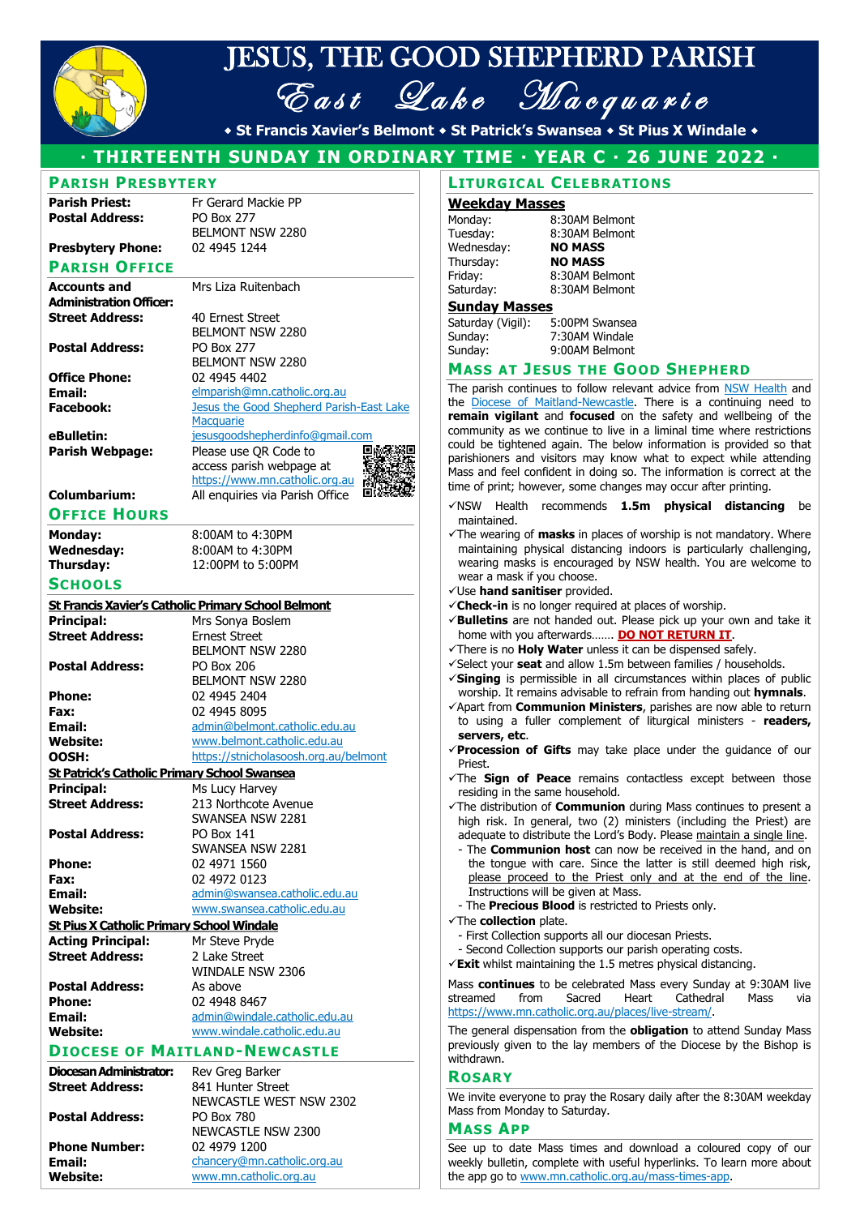# JESUS, THE GOOD SHEPHERD PARISH

## East Lake Macquarie

◆ St Francis Xavier's Belmont ◆ St Patrick's Swansea ◆ St Pius X Windale ◆

**· THIRTEENTH SUNDAY IN ORDINARY TIME · YEAR C · 26 JUNE 2022 ·**

## PARISH PRESBYTERY

| | |
|---|---|
| **Parish Priest:** | Fr Gerard Mackie PP |
| **Postal Address:** | PO Box 277<br>BELMONT NSW 2280 |
| **Presbytery Phone:** | 02 4945 1244 |

## PARISH OFFICE

| | |
|---|---|
| **Accounts and Administration Officer:** | Mrs Liza Ruitenbach |
| **Street Address:** | 40 Ernest Street<br>BELMONT NSW 2280 |
| **Postal Address:** | PO Box 277<br>BELMONT NSW 2280 |
| **Office Phone:** | 02 4945 4402 |
| **Email:** | elmparish@mn.catholic.org.au |
| **Facebook:** | Jesus the Good Shepherd Parish-East Lake Macquarie |
| **eBulletin:** | jesusgoodshepherdinfo@gmail.com |
| **Parish Webpage:** | Please use QR Code to access parish webpage at https://www.mn.catholic.org.au |
| **Columbarium:** | All enquiries via Parish Office |

## OFFICE HOURS

| | |
|---|---|
| **Monday:** | 8:00AM to 4:30PM |
| **Wednesday:** | 8:00AM to 4:30PM |
| **Thursday:** | 12:00PM to 5:00PM |

## SCHOOLS

**St Francis Xavier's Catholic Primary School Belmont**

| | |
|---|---|
| **Principal:** | Mrs Sonya Boslem |
| **Street Address:** | Ernest Street<br>BELMONT NSW 2280 |
| **Postal Address:** | PO Box 206<br>BELMONT NSW 2280 |
| **Phone:** | 02 4945 2404 |
| **Fax:** | 02 4945 8095 |
| **Email:** | admin@belmont.catholic.edu.au |
| **Website:** | www.belmont.catholic.edu.au |
| **OOSH:** | https://stnicholasoosh.org.au/belmont |

**St Patrick's Catholic Primary School Swansea**

| | |
|---|---|
| **Principal:** | Ms Lucy Harvey |
| **Street Address:** | 213 Northcote Avenue<br>SWANSEA NSW 2281 |
| **Postal Address:** | PO Box 141<br>SWANSEA NSW 2281 |
| **Phone:** | 02 4971 1560 |
| **Fax:** | 02 4972 0123 |
| **Email:** | admin@swansea.catholic.edu.au |
| **Website:** | www.swansea.catholic.edu.au |

**St Pius X Catholic Primary School Windale**

| | |
|---|---|
| **Acting Principal:** | Mr Steve Pryde |
| **Street Address:** | 2 Lake Street<br>WINDALE NSW 2306 |
| **Postal Address:** | As above |
| **Phone:** | 02 4948 8467 |
| **Email:** | admin@windale.catholic.edu.au |
| **Website:** | www.windale.catholic.edu.au |

## DIOCESE OF MAITLAND-NEWCASTLE

| | |
|---|---|
| **Diocesan Administrator:** | Rev Greg Barker |
| **Street Address:** | 841 Hunter Street<br>NEWCASTLE WEST NSW 2302 |
| **Postal Address:** | PO Box 780<br>NEWCASTLE NSW 2300 |
| **Phone Number:** | 02 4979 1200 |
| **Email:** | chancery@mn.catholic.org.au |
| **Website:** | www.mn.catholic.org.au |

## LITURGICAL CELEBRATIONS

**Weekday Masses**

| | |
|---|---|
| Monday: | 8:30AM Belmont |
| Tuesday: | 8:30AM Belmont |
| Wednesday: | **NO MASS** |
| Thursday: | **NO MASS** |
| Friday: | 8:30AM Belmont |
| Saturday: | 8:30AM Belmont |

**Sunday Masses**

| | |
|---|---|
| Saturday (Vigil): | 5:00PM Swansea |
| Sunday: | 7:30AM Windale |
| Sunday: | 9:00AM Belmont |

## MASS AT JESUS THE GOOD SHEPHERD

The parish continues to follow relevant advice from NSW Health and the Diocese of Maitland-Newcastle. There is a continuing need to **remain vigilant** and **focused** on the safety and wellbeing of the community as we continue to live in a liminal time where restrictions could be tightened again. The below information is provided so that parishioners and visitors may know what to expect while attending Mass and feel confident in doing so. The information is correct at the time of print; however, some changes may occur after printing.

- ✓NSW Health recommends **1.5m physical distancing** be maintained.
- ✓The wearing of **masks** in places of worship is not mandatory. Where maintaining physical distancing indoors is particularly challenging, wearing masks is encouraged by NSW health. You are welcome to wear a mask if you choose.
- ✓Use **hand sanitiser** provided.
- ✓**Check-in** is no longer required at places of worship.
- ✓**Bulletins** are not handed out. Please pick up your own and take it home with you afterwards……. **DO NOT RETURN IT**.
- ✓There is no **Holy Water** unless it can be dispensed safely.
- ✓Select your **seat** and allow 1.5m between families / households.
- ✓**Singing** is permissible in all circumstances within places of public worship. It remains advisable to refrain from handing out **hymnals**.
- ✓Apart from **Communion Ministers**, parishes are now able to return to using a fuller complement of liturgical ministers - **readers, servers, etc**.
- ✓**Procession of Gifts** may take place under the guidance of our Priest.
- ✓The **Sign of Peace** remains contactless except between those residing in the same household.
- ✓The distribution of **Communion** during Mass continues to present a high risk. In general, two (2) ministers (including the Priest) are adequate to distribute the Lord's Body. Please maintain a single line.
  - The **Communion host** can now be received in the hand, and on the tongue with care. Since the latter is still deemed high risk, please proceed to the Priest only and at the end of the line. Instructions will be given at Mass.
  - The **Precious Blood** is restricted to Priests only.
- ✓The **collection** plate.
  - First Collection supports all our diocesan Priests.
  - Second Collection supports our parish operating costs.
- ✓**Exit** whilst maintaining the 1.5 metres physical distancing.

Mass **continues** to be celebrated Mass every Sunday at 9:30AM live streamed from Sacred Heart Cathedral Mass via https://www.mn.catholic.org.au/places/live-stream/.

The general dispensation from the **obligation** to attend Sunday Mass previously given to the lay members of the Diocese by the Bishop is withdrawn.

## ROSARY

We invite everyone to pray the Rosary daily after the 8:30AM weekday Mass from Monday to Saturday.

## MASS APP

See up to date Mass times and download a coloured copy of our weekly bulletin, complete with useful hyperlinks. To learn more about the app go to www.mn.catholic.org.au/mass-times-app.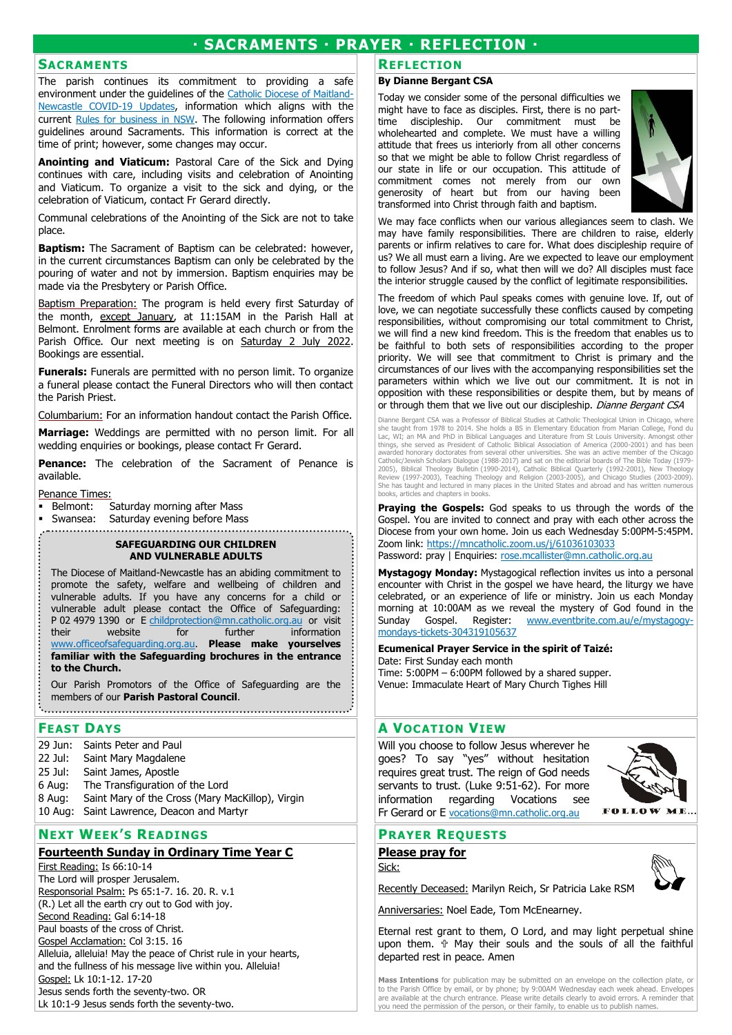# · SACRAMENTS · PRAYER · REFLECTION ·

## SACRAMENTS

The parish continues its commitment to providing a safe environment under the guidelines of the Catholic Diocese of Maitland-Newcastle COVID-19 Updates, information which aligns with the current Rules for business in NSW. The following information offers guidelines around Sacraments. This information is correct at the time of print; however, some changes may occur.

**Anointing and Viaticum:** Pastoral Care of the Sick and Dying continues with care, including visits and celebration of Anointing and Viaticum. To organize a visit to the sick and dying, or the celebration of Viaticum, contact Fr Gerard directly.

Communal celebrations of the Anointing of the Sick are not to take place.

**Baptism:** The Sacrament of Baptism can be celebrated: however, in the current circumstances Baptism can only be celebrated by the pouring of water and not by immersion. Baptism enquiries may be made via the Presbytery or Parish Office.

Baptism Preparation: The program is held every first Saturday of the month, except January, at 11:15AM in the Parish Hall at Belmont. Enrolment forms are available at each church or from the Parish Office. Our next meeting is on Saturday 2 July 2022. Bookings are essential.

**Funerals:** Funerals are permitted with no person limit. To organize a funeral please contact the Funeral Directors who will then contact the Parish Priest.

Columbarium: For an information handout contact the Parish Office.

**Marriage:** Weddings are permitted with no person limit. For all wedding enquiries or bookings, please contact Fr Gerard.

**Penance:** The celebration of the Sacrament of Penance is available.

Penance Times:

- Belmont: Saturday morning after Mass
- Swansea: Saturday evening before Mass

**SAFEGUARDING OUR CHILDREN AND VULNERABLE ADULTS**

The Diocese of Maitland-Newcastle has an abiding commitment to promote the safety, welfare and wellbeing of children and vulnerable adults. If you have any concerns for a child or vulnerable adult please contact the Office of Safeguarding: P 02 4979 1390 or E childprotection@mn.catholic.org.au or visit their website for further information www.officeofsafeguarding.org.au. **Please make yourselves familiar with the Safeguarding brochures in the entrance to the Church.**

Our Parish Promotors of the Office of Safeguarding are the members of our **Parish Pastoral Council**.

## FEAST DAYS

| | |
|---|---|
| 29 Jun: | Saints Peter and Paul |
| 22 Jul: | Saint Mary Magdalene |
| 25 Jul: | Saint James, Apostle |
| 6 Aug: | The Transfiguration of the Lord |
| 8 Aug: | Saint Mary of the Cross (Mary MacKillop), Virgin |
| 10 Aug: | Saint Lawrence, Deacon and Martyr |

## NEXT WEEK'S READINGS

**Fourteenth Sunday in Ordinary Time Year C**

First Reading: Is 66:10-14
The Lord will prosper Jerusalem.
Responsorial Psalm: Ps 65:1-7. 16. 20. R. v.1
(R.) Let all the earth cry out to God with joy.
Second Reading: Gal 6:14-18
Paul boasts of the cross of Christ.
Gospel Acclamation: Col 3:15. 16
Alleluia, alleluia! May the peace of Christ rule in your hearts, and the fullness of his message live within you. Alleluia!
Gospel: Lk 10:1-12. 17-20
Jesus sends forth the seventy-two. OR
Lk 10:1-9 Jesus sends forth the seventy-two.

## REFLECTION

**By Dianne Bergant CSA**

Today we consider some of the personal difficulties we might have to face as disciples. First, there is no part-time discipleship. Our commitment must be wholehearted and complete. We must have a willing attitude that frees us interiorly from all other concerns so that we might be able to follow Christ regardless of our state in life or our occupation. This attitude of commitment comes not merely from our own generosity of heart but from our having been transformed into Christ through faith and baptism.

We may face conflicts when our various allegiances seem to clash. We may have family responsibilities. There are children to raise, elderly parents or infirm relatives to care for. What does discipleship require of us? We all must earn a living. Are we expected to leave our employment to follow Jesus? And if so, what then will we do? All disciples must face the interior struggle caused by the conflict of legitimate responsibilities.

The freedom of which Paul speaks comes with genuine love. If, out of love, we can negotiate successfully these conflicts caused by competing responsibilities, without compromising our total commitment to Christ, we will find a new kind freedom. This is the freedom that enables us to be faithful to both sets of responsibilities according to the proper priority. We will see that commitment to Christ is primary and the circumstances of our lives with the accompanying responsibilities set the parameters within which we live out our commitment. It is not in opposition with these responsibilities or despite them, but by means of or through them that we live out our discipleship. *Dianne Bergant CSA*

Dianne Bergant CSA was a Professor of Biblical Studies at Catholic Theological Union in Chicago, where she taught from 1978 to 2014. She holds a BS in Elementary Education from Marian College, Fond du Lac, WI; an MA and PhD in Biblical Languages and Literature from St Louis University. Amongst other things, she served as President of Catholic Biblical Association of America (2000-2001) and has been awarded honorary doctorates from several other universities. She was an active member of the Chicago Catholic/Jewish Scholars Dialogue (1988-2017) and sat on the editorial boards of The Bible Today (1979-2005), Biblical Theology Bulletin (1990-2014), Catholic Biblical Quarterly (1992-2001), New Theology Review (1997-2003), Teaching Theology and Religion (2003-2005), and Chicago Studies (2003-2009). She has taught and lectured in many places in the United States and abroad and has written numerous books, articles and chapters in books.

**Praying the Gospels:** God speaks to us through the words of the Gospel. You are invited to connect and pray with each other across the Diocese from your own home. Join us each Wednesday 5:00PM-5:45PM. Zoom link: https://mncatholic.zoom.us/j/61036103033
Password: pray | Enquiries: rose.mcallister@mn.catholic.org.au

**Mystagogy Monday:** Mystagogical reflection invites us into a personal encounter with Christ in the gospel we have heard, the liturgy we have celebrated, or an experience of life or ministry. Join us each Monday morning at 10:00AM as we reveal the mystery of God found in the Sunday Gospel. Register: www.eventbrite.com.au/e/mystagogy-mondays-tickets-304319105637

**Ecumenical Prayer Service in the spirit of Taizé:**
Date: First Sunday each month
Time: 5:00PM – 6:00PM followed by a shared supper.
Venue: Immaculate Heart of Mary Church Tighes Hill

## A VOCATION VIEW

Will you choose to follow Jesus wherever he goes? To say "yes" without hesitation requires great trust. The reign of God needs servants to trust. (Luke 9:51-62). For more information regarding Vocations see Fr Gerard or E vocations@mn.catholic.org.au

FOLLOW ME...

## PRAYER REQUESTS

**Please pray for**

Sick:

Recently Deceased: Marilyn Reich, Sr Patricia Lake RSM

Anniversaries: Noel Eade, Tom McEnearney.

Eternal rest grant to them, O Lord, and may light perpetual shine upon them. ✟ May their souls and the souls of all the faithful departed rest in peace. Amen

**Mass Intentions** for publication may be submitted on an envelope on the collection plate, or to the Parish Office by email, or by phone; by 9:00AM Wednesday each week ahead. Envelopes are available at the church entrance. Please write details clearly to avoid errors. A reminder that you need the permission of the person, or their family, to enable us to publish names.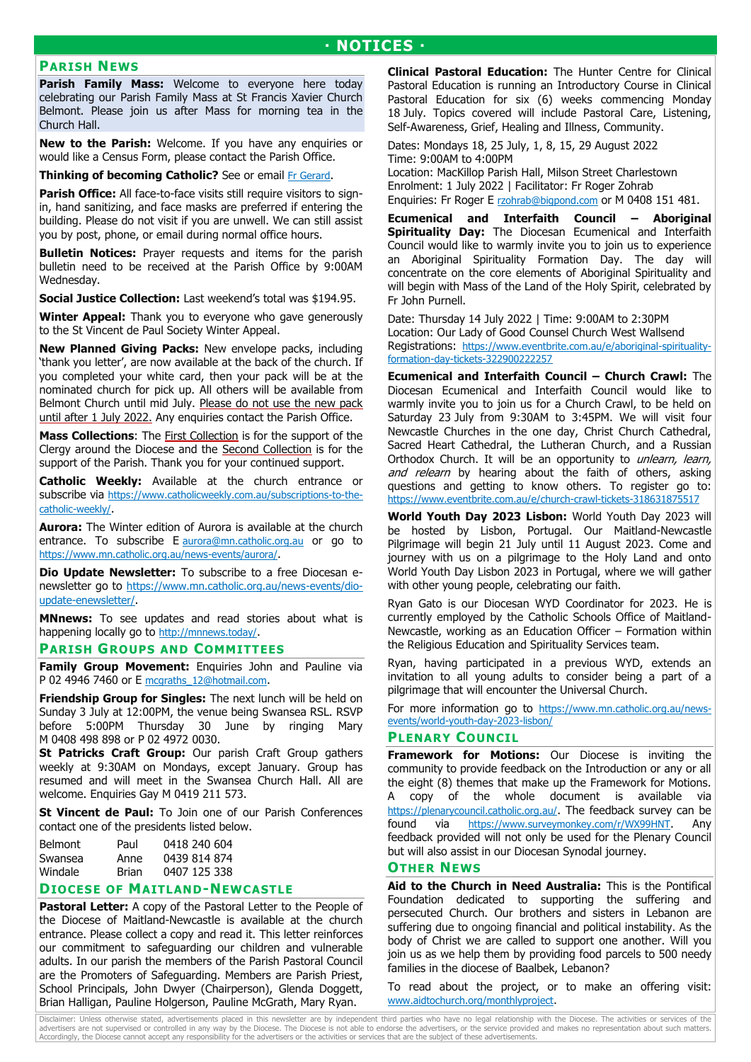# · NOTICES ·

## Parish News

**Parish Family Mass:** Welcome to everyone here today celebrating our Parish Family Mass at St Francis Xavier Church Belmont. Please join us after Mass for morning tea in the Church Hall.

**New to the Parish:** Welcome. If you have any enquiries or would like a Census Form, please contact the Parish Office.

**Thinking of becoming Catholic?** See or email Fr Gerard.

**Parish Office:** All face-to-face visits still require visitors to sign-in, hand sanitizing, and face masks are preferred if entering the building. Please do not visit if you are unwell. We can still assist you by post, phone, or email during normal office hours.

**Bulletin Notices:** Prayer requests and items for the parish bulletin need to be received at the Parish Office by 9:00AM Wednesday.

**Social Justice Collection:** Last weekend's total was $194.95.

**Winter Appeal:** Thank you to everyone who gave generously to the St Vincent de Paul Society Winter Appeal.

**New Planned Giving Packs:** New envelope packs, including 'thank you letter', are now available at the back of the church. If you completed your white card, then your pack will be at the nominated church for pick up. All others will be available from Belmont Church until mid July. Please do not use the new pack until after 1 July 2022. Any enquiries contact the Parish Office.

**Mass Collections**: The First Collection is for the support of the Clergy around the Diocese and the Second Collection is for the support of the Parish. Thank you for your continued support.

**Catholic Weekly:** Available at the church entrance or subscribe via https://www.catholicweekly.com.au/subscriptions-to-the-catholic-weekly/.

**Aurora:** The Winter edition of Aurora is available at the church entrance. To subscribe E aurora@mn.catholic.org.au or go to https://www.mn.catholic.org.au/news-events/aurora/.

**Dio Update Newsletter:** To subscribe to a free Diocesan e-newsletter go to https://www.mn.catholic.org.au/news-events/dio-update-enewsletter/.

**MNnews:** To see updates and read stories about what is happening locally go to http://mnnews.today/.

## Parish Groups and Committees

**Family Group Movement:** Enquiries John and Pauline via P 02 4946 7460 or E mcgraths_12@hotmail.com.

**Friendship Group for Singles:** The next lunch will be held on Sunday 3 July at 12:00PM, the venue being Swansea RSL. RSVP before 5:00PM Thursday 30 June by ringing Mary M 0408 498 898 or P 02 4972 0030.

**St Patricks Craft Group:** Our parish Craft Group gathers weekly at 9:30AM on Mondays, except January. Group has resumed and will meet in the Swansea Church Hall. All are welcome. Enquiries Gay M 0419 211 573.

**St Vincent de Paul:** To Join one of our Parish Conferences contact one of the presidents listed below.

| | | |
|---|---|---|
| Belmont | Paul | 0418 240 604 |
| Swansea | Anne | 0439 814 874 |
| Windale | Brian | 0407 125 338 |

## Diocese of Maitland-Newcastle

**Pastoral Letter:** A copy of the Pastoral Letter to the People of the Diocese of Maitland-Newcastle is available at the church entrance. Please collect a copy and read it. This letter reinforces our commitment to safeguarding our children and vulnerable adults. In our parish the members of the Parish Pastoral Council are the Promoters of Safeguarding. Members are Parish Priest, School Principals, John Dwyer (Chairperson), Glenda Doggett, Brian Halligan, Pauline Holgerson, Pauline McGrath, Mary Ryan.

**Clinical Pastoral Education:** The Hunter Centre for Clinical Pastoral Education is running an Introductory Course in Clinical Pastoral Education for six (6) weeks commencing Monday 18 July. Topics covered will include Pastoral Care, Listening, Self-Awareness, Grief, Healing and Illness, Community.

Dates: Mondays 18, 25 July, 1, 8, 15, 29 August 2022
Time: 9:00AM to 4:00PM
Location: MacKillop Parish Hall, Milson Street Charlestown
Enrolment: 1 July 2022 | Facilitator: Fr Roger Zohrab
Enquiries: Fr Roger E rzohrab@bigpond.com or M 0408 151 481.

**Ecumenical and Interfaith Council – Aboriginal Spirituality Day:** The Diocesan Ecumenical and Interfaith Council would like to warmly invite you to join us to experience an Aboriginal Spirituality Formation Day. The day will concentrate on the core elements of Aboriginal Spirituality and will begin with Mass of the Land of the Holy Spirit, celebrated by Fr John Purnell.

Date: Thursday 14 July 2022 | Time: 9:00AM to 2:30PM
Location: Our Lady of Good Counsel Church West Wallsend
Registrations: https://www.eventbrite.com.au/e/aboriginal-spirituality-formation-day-tickets-322900222257

**Ecumenical and Interfaith Council – Church Crawl:** The Diocesan Ecumenical and Interfaith Council would like to warmly invite you to join us for a Church Crawl, to be held on Saturday 23 July from 9:30AM to 3:45PM. We will visit four Newcastle Churches in the one day, Christ Church Cathedral, Sacred Heart Cathedral, the Lutheran Church, and a Russian Orthodox Church. It will be an opportunity to *unlearn, learn, and relearn* by hearing about the faith of others, asking questions and getting to know others. To register go to: https://www.eventbrite.com.au/e/church-crawl-tickets-318631875517

**World Youth Day 2023 Lisbon:** World Youth Day 2023 will be hosted by Lisbon, Portugal. Our Maitland-Newcastle Pilgrimage will begin 21 July until 11 August 2023. Come and journey with us on a pilgrimage to the Holy Land and onto World Youth Day Lisbon 2023 in Portugal, where we will gather with other young people, celebrating our faith.

Ryan Gato is our Diocesan WYD Coordinator for 2023. He is currently employed by the Catholic Schools Office of Maitland-Newcastle, working as an Education Officer – Formation within the Religious Education and Spirituality Services team.

Ryan, having participated in a previous WYD, extends an invitation to all young adults to consider being a part of a pilgrimage that will encounter the Universal Church.

For more information go to https://www.mn.catholic.org.au/news-events/world-youth-day-2023-lisbon/

## Plenary Council

**Framework for Motions:** Our Diocese is inviting the community to provide feedback on the Introduction or any or all the eight (8) themes that make up the Framework for Motions. A copy of the whole document is available via https://plenarycouncil.catholic.org.au/. The feedback survey can be found via https://www.surveymonkey.com/r/WX99HNT. Any feedback provided will not only be used for the Plenary Council but will also assist in our Diocesan Synodal journey.

## Other News

**Aid to the Church in Need Australia:** This is the Pontifical Foundation dedicated to supporting the suffering and persecuted Church. Our brothers and sisters in Lebanon are suffering due to ongoing financial and political instability. As the body of Christ we are called to support one another. Will you join us as we help them by providing food parcels to 500 needy families in the diocese of Baalbek, Lebanon?

To read about the project, or to make an offering visit: www.aidtochurch.org/monthlyproject.

Disclaimer: Unless otherwise stated, advertisements placed in this newsletter are by independent third parties who have no legal relationship with the Diocese. The activities or services of the advertisers are not supervised or controlled in any way by the Diocese. The Diocese is not able to endorse the advertisers, or the service provided and makes no representation about such matters. Accordingly, the Diocese cannot accept any responsibility for the advertisers or the activities or services that are the subject of these advertisements.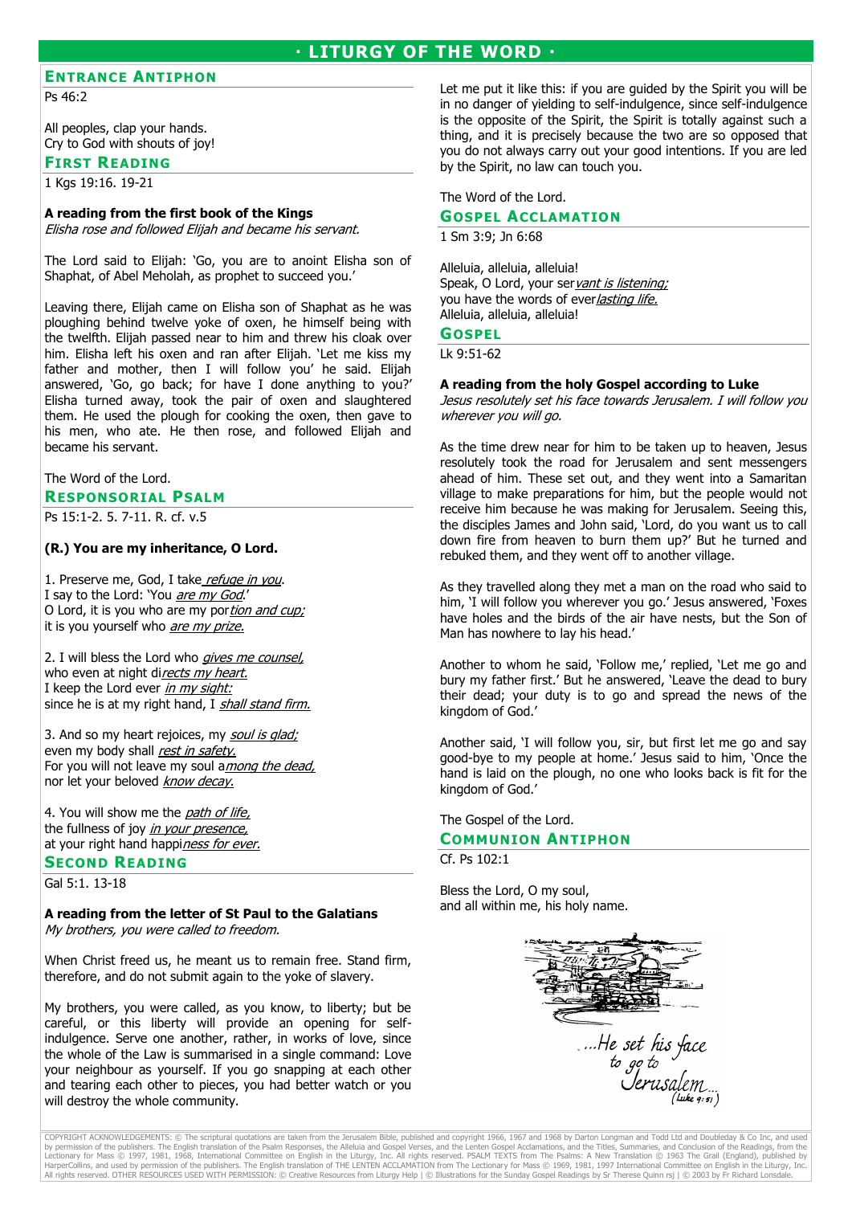# · LITURGY OF THE WORD ·

## Entrance Antiphon

Ps 46:2

All peoples, clap your hands.
Cry to God with shouts of joy!

## First Reading

1 Kgs 19:16. 19-21

**A reading from the first book of the Kings**
*Elisha rose and followed Elijah and became his servant.*

The Lord said to Elijah: 'Go, you are to anoint Elisha son of Shaphat, of Abel Meholah, as prophet to succeed you.'

Leaving there, Elijah came on Elisha son of Shaphat as he was ploughing behind twelve yoke of oxen, he himself being with the twelfth. Elijah passed near to him and threw his cloak over him. Elisha left his oxen and ran after Elijah. 'Let me kiss my father and mother, then I will follow you' he said. Elijah answered, 'Go, go back; for have I done anything to you?' Elisha turned away, took the pair of oxen and slaughtered them. He used the plough for cooking the oxen, then gave to his men, who ate. He then rose, and followed Elijah and became his servant.

The Word of the Lord.

## Responsorial Psalm

Ps 15:1-2. 5. 7-11. R. cf. v.5

**(R.) You are my inheritance, O Lord.**

1. Preserve me, God, I take *refuge in you*.
I say to the Lord: 'You *are my God*.'
O Lord, it is you who are my por*tion and cup;*
it is you yourself who *are my prize.*

2. I will bless the Lord who *gives me counsel,*
who even at night di*rects my heart.*
I keep the Lord ever *in my sight:*
since he is at my right hand, I *shall stand firm.*

3. And so my heart rejoices, my *soul is glad;*
even my body shall *rest in safety.*
For you will not leave my soul a*mong the dead,*
nor let your beloved *know decay.*

4. You will show me the *path of life,*
the fullness of joy *in your presence,*
at your right hand happi*ness for ever.*

## Second Reading

Gal 5:1. 13-18

**A reading from the letter of St Paul to the Galatians**
*My brothers, you were called to freedom.*

When Christ freed us, he meant us to remain free. Stand firm, therefore, and do not submit again to the yoke of slavery.

My brothers, you were called, as you know, to liberty; but be careful, or this liberty will provide an opening for self-indulgence. Serve one another, rather, in works of love, since the whole of the Law is summarised in a single command: Love your neighbour as yourself. If you go snapping at each other and tearing each other to pieces, you had better watch or you will destroy the whole community.

Let me put it like this: if you are guided by the Spirit you will be in no danger of yielding to self-indulgence, since self-indulgence is the opposite of the Spirit, the Spirit is totally against such a thing, and it is precisely because the two are so opposed that you do not always carry out your good intentions. If you are led by the Spirit, no law can touch you.

The Word of the Lord.

## Gospel Acclamation

1 Sm 3:9; Jn 6:68

Alleluia, alleluia, alleluia!
Speak, O Lord, your ser*vant is listening;*
you have the words of ever*lasting life.*
Alleluia, alleluia, alleluia!

## Gospel

Lk 9:51-62

**A reading from the holy Gospel according to Luke**
*Jesus resolutely set his face towards Jerusalem. I will follow you wherever you will go.*

As the time drew near for him to be taken up to heaven, Jesus resolutely took the road for Jerusalem and sent messengers ahead of him. These set out, and they went into a Samaritan village to make preparations for him, but the people would not receive him because he was making for Jerusalem. Seeing this, the disciples James and John said, 'Lord, do you want us to call down fire from heaven to burn them up?' But he turned and rebuked them, and they went off to another village.

As they travelled along they met a man on the road who said to him, 'I will follow you wherever you go.' Jesus answered, 'Foxes have holes and the birds of the air have nests, but the Son of Man has nowhere to lay his head.'

Another to whom he said, 'Follow me,' replied, 'Let me go and bury my father first.' But he answered, 'Leave the dead to bury their dead; your duty is to go and spread the news of the kingdom of God.'

Another said, 'I will follow you, sir, but first let me go and say good-bye to my people at home.' Jesus said to him, 'Once the hand is laid on the plough, no one who looks back is fit for the kingdom of God.'

The Gospel of the Lord.

## Communion Antiphon

Cf. Ps 102:1

Bless the Lord, O my soul,
and all within me, his holy name.

...He set his face to go to Jerusalem... (Luke 9:51)

COPYRIGHT ACKNOWLEDGEMENTS: © The scriptural quotations are taken from the Jerusalem Bible, published and copyright 1966, 1967 and 1968 by Darton Longman and Todd Ltd and Doubleday & Co Inc, and used by permission of the publishers. The English translation of the Psalm Responses, the Alleluia and Gospel Verses, and the Lenten Gospel Acclamations, and the Titles, Summaries, and Conclusion of the Readings, from the Lectionary for Mass © 1997, 1981, 1968, International Committee on English in the Liturgy, Inc. All rights reserved. PSALM TEXTS from The Psalms: A New Translation © 1963 The Grail (England), published by HarperCollins, and used by permission of the publishers. The English translation of THE LENTEN ACCLAMATION from The Lectionary for Mass © 1969, 1981, 1997 International Committee on English in the Liturgy, Inc. All rights reserved. OTHER RESOURCES USED WITH PERMISSION: © Creative Resources from Liturgy Help | © Illustrations for the Sunday Gospel Readings by Sr Therese Quinn rsj | © 2003 by Fr Richard Lonsdale.